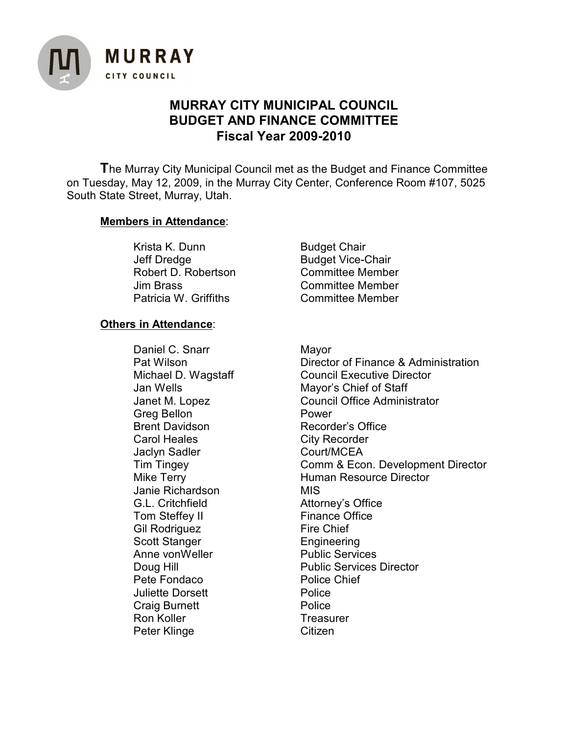MURRAY
CITY COUNCIL

# MURRAY CITY MUNICIPAL COUNCIL
# BUDGET AND FINANCE COMMITTEE
# Fiscal Year 2009-2010

The Murray City Municipal Council met as the Budget and Finance Committee on Tuesday, May 12, 2009, in the Murray City Center, Conference Room #107, 5025 South State Street, Murray, Utah.

**Members in Attendance**:

| | |
|---|---|
| Krista K. Dunn | Budget Chair |
| Jeff Dredge | Budget Vice-Chair |
| Robert D. Robertson | Committee Member |
| Jim Brass | Committee Member |
| Patricia W. Griffiths | Committee Member |

**Others in Attendance**:

| | |
|---|---|
| Daniel C. Snarr | Mayor |
| Pat Wilson | Director of Finance & Administration |
| Michael D. Wagstaff | Council Executive Director |
| Jan Wells | Mayor's Chief of Staff |
| Janet M. Lopez | Council Office Administrator |
| Greg Bellon | Power |
| Brent Davidson | Recorder's Office |
| Carol Heales | City Recorder |
| Jaclyn Sadler | Court/MCEA |
| Tim Tingey | Comm & Econ. Development Director |
| Mike Terry | Human Resource Director |
| Janie Richardson | MIS |
| G.L. Critchfield | Attorney's Office |
| Tom Steffey II | Finance Office |
| Gil Rodriguez | Fire Chief |
| Scott Stanger | Engineering |
| Anne vonWeller | Public Services |
| Doug Hill | Public Services Director |
| Pete Fondaco | Police Chief |
| Juliette Dorsett | Police |
| Craig Burnett | Police |
| Ron Koller | Treasurer |
| Peter Klinge | Citizen |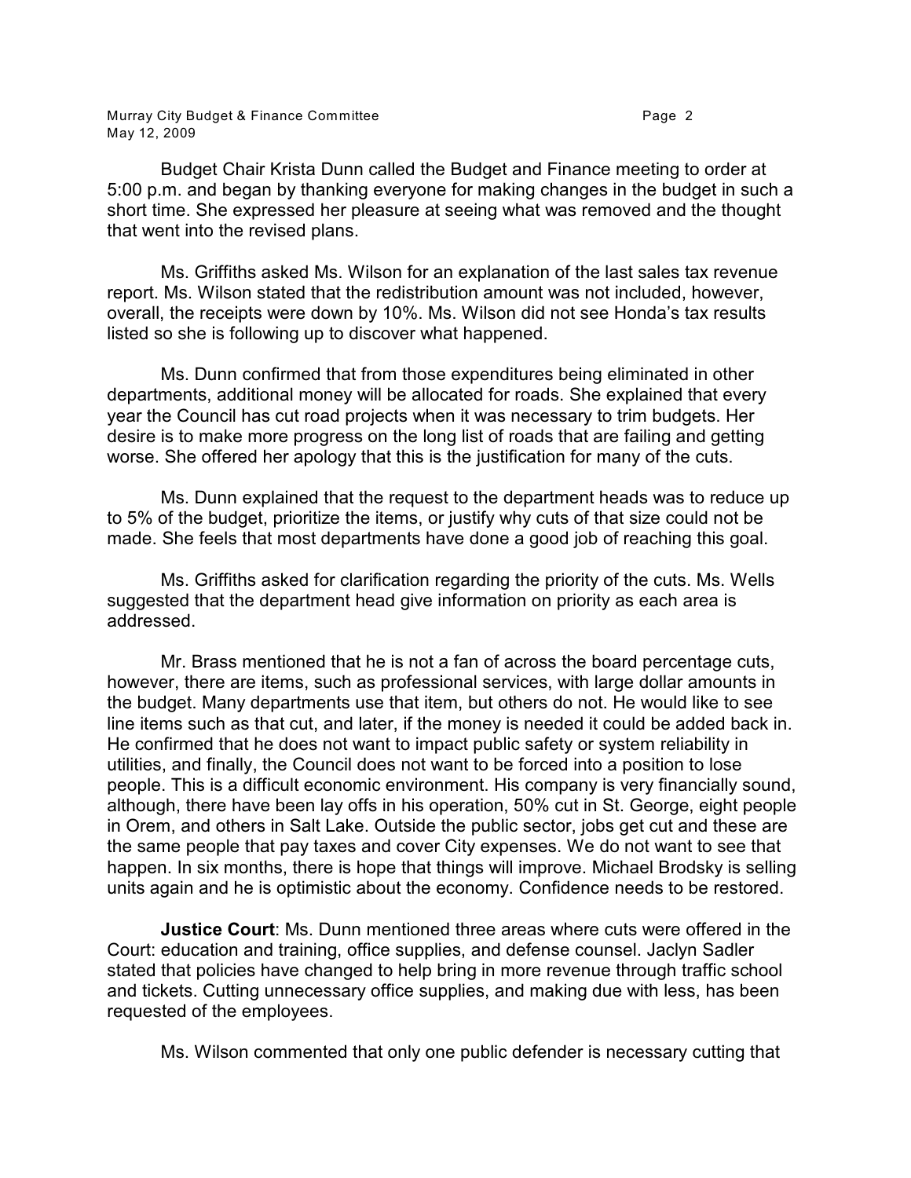Budget Chair Krista Dunn called the Budget and Finance meeting to order at 5:00 p.m. and began by thanking everyone for making changes in the budget in such a short time. She expressed her pleasure at seeing what was removed and the thought that went into the revised plans.

Ms. Griffiths asked Ms. Wilson for an explanation of the last sales tax revenue report. Ms. Wilson stated that the redistribution amount was not included, however, overall, the receipts were down by 10%. Ms. Wilson did not see Honda's tax results listed so she is following up to discover what happened.

Ms. Dunn confirmed that from those expenditures being eliminated in other departments, additional money will be allocated for roads. She explained that every year the Council has cut road projects when it was necessary to trim budgets. Her desire is to make more progress on the long list of roads that are failing and getting worse. She offered her apology that this is the justification for many of the cuts.

Ms. Dunn explained that the request to the department heads was to reduce up to 5% of the budget, prioritize the items, or justify why cuts of that size could not be made. She feels that most departments have done a good job of reaching this goal.

Ms. Griffiths asked for clarification regarding the priority of the cuts. Ms. Wells suggested that the department head give information on priority as each area is addressed.

Mr. Brass mentioned that he is not a fan of across the board percentage cuts, however, there are items, such as professional services, with large dollar amounts in the budget. Many departments use that item, but others do not. He would like to see line items such as that cut, and later, if the money is needed it could be added back in. He confirmed that he does not want to impact public safety or system reliability in utilities, and finally, the Council does not want to be forced into a position to lose people. This is a difficult economic environment. His company is very financially sound, although, there have been lay offs in his operation, 50% cut in St. George, eight people in Orem, and others in Salt Lake. Outside the public sector, jobs get cut and these are the same people that pay taxes and cover City expenses. We do not want to see that happen. In six months, there is hope that things will improve. Michael Brodsky is selling units again and he is optimistic about the economy. Confidence needs to be restored.

**Justice Court**: Ms. Dunn mentioned three areas where cuts were offered in the Court: education and training, office supplies, and defense counsel. Jaclyn Sadler stated that policies have changed to help bring in more revenue through traffic school and tickets. Cutting unnecessary office supplies, and making due with less, has been requested of the employees.

Ms. Wilson commented that only one public defender is necessary cutting that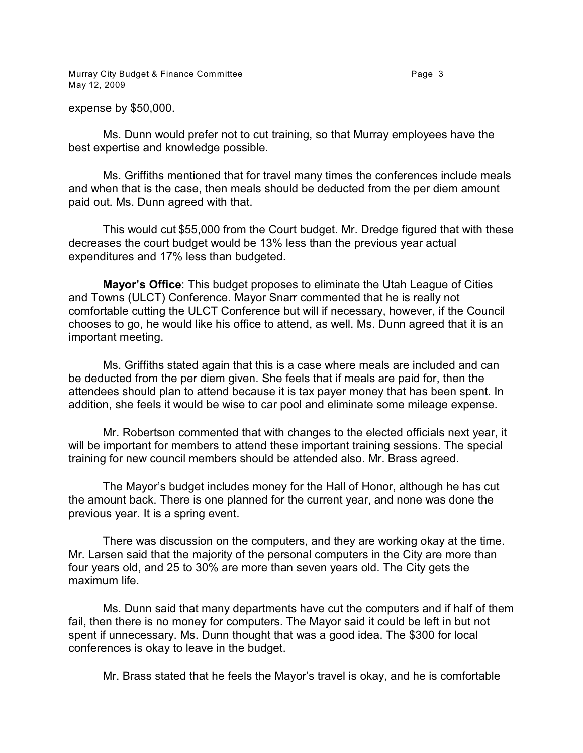expense by $50,000.

Ms. Dunn would prefer not to cut training, so that Murray employees have the best expertise and knowledge possible.

Ms. Griffiths mentioned that for travel many times the conferences include meals and when that is the case, then meals should be deducted from the per diem amount paid out. Ms. Dunn agreed with that.

This would cut $55,000 from the Court budget. Mr. Dredge figured that with these decreases the court budget would be 13% less than the previous year actual expenditures and 17% less than budgeted.

**Mayor's Office**: This budget proposes to eliminate the Utah League of Cities and Towns (ULCT) Conference. Mayor Snarr commented that he is really not comfortable cutting the ULCT Conference but will if necessary, however, if the Council chooses to go, he would like his office to attend, as well. Ms. Dunn agreed that it is an important meeting.

Ms. Griffiths stated again that this is a case where meals are included and can be deducted from the per diem given. She feels that if meals are paid for, then the attendees should plan to attend because it is tax payer money that has been spent. In addition, she feels it would be wise to car pool and eliminate some mileage expense.

Mr. Robertson commented that with changes to the elected officials next year, it will be important for members to attend these important training sessions. The special training for new council members should be attended also. Mr. Brass agreed.

The Mayor's budget includes money for the Hall of Honor, although he has cut the amount back. There is one planned for the current year, and none was done the previous year. It is a spring event.

There was discussion on the computers, and they are working okay at the time. Mr. Larsen said that the majority of the personal computers in the City are more than four years old, and 25 to 30% are more than seven years old. The City gets the maximum life.

Ms. Dunn said that many departments have cut the computers and if half of them fail, then there is no money for computers. The Mayor said it could be left in but not spent if unnecessary. Ms. Dunn thought that was a good idea. The $300 for local conferences is okay to leave in the budget.

Mr. Brass stated that he feels the Mayor's travel is okay, and he is comfortable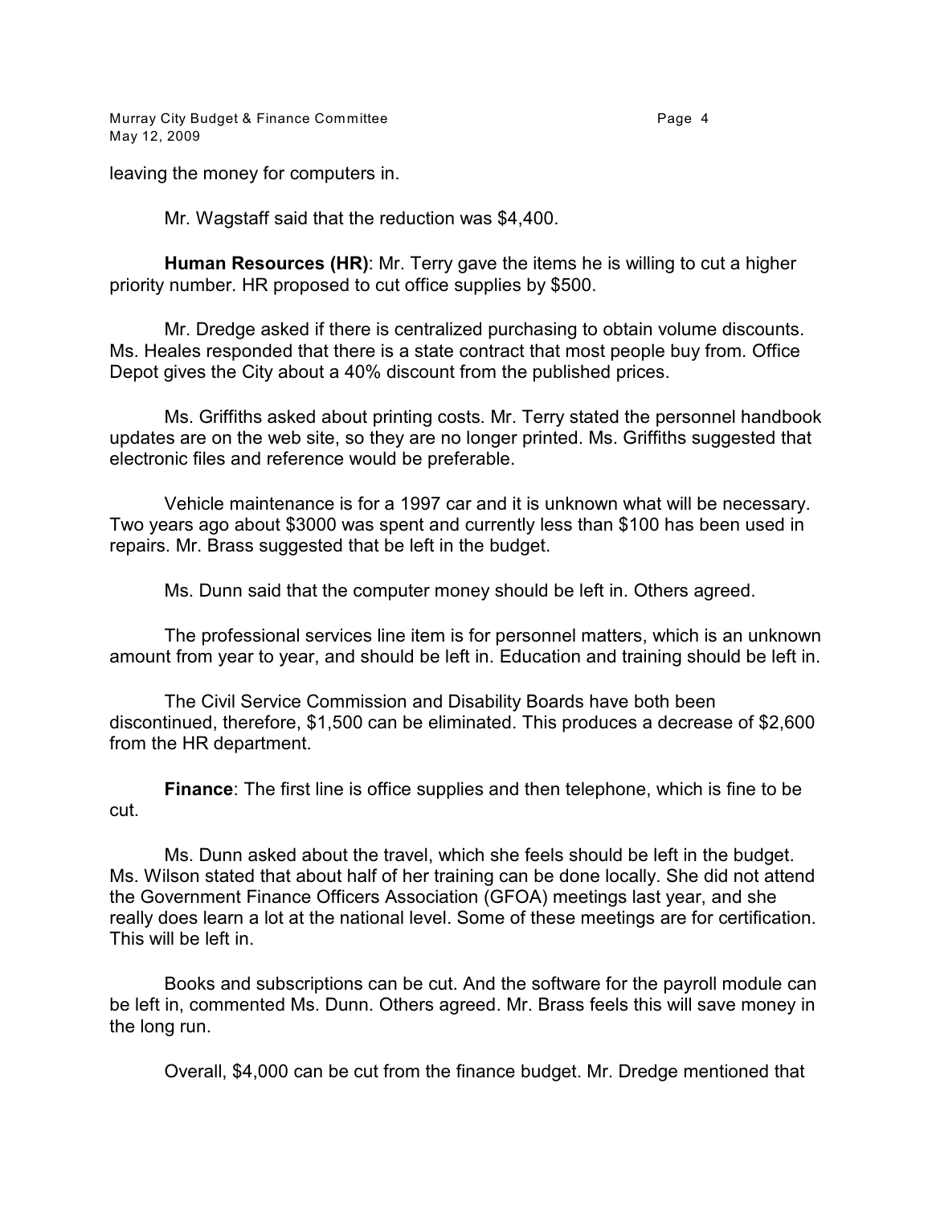leaving the money for computers in.

Mr. Wagstaff said that the reduction was $4,400.

**Human Resources (HR)**: Mr. Terry gave the items he is willing to cut a higher priority number. HR proposed to cut office supplies by $500.

Mr. Dredge asked if there is centralized purchasing to obtain volume discounts. Ms. Heales responded that there is a state contract that most people buy from. Office Depot gives the City about a 40% discount from the published prices.

Ms. Griffiths asked about printing costs. Mr. Terry stated the personnel handbook updates are on the web site, so they are no longer printed. Ms. Griffiths suggested that electronic files and reference would be preferable.

Vehicle maintenance is for a 1997 car and it is unknown what will be necessary. Two years ago about $3000 was spent and currently less than $100 has been used in repairs. Mr. Brass suggested that be left in the budget.

Ms. Dunn said that the computer money should be left in. Others agreed.

The professional services line item is for personnel matters, which is an unknown amount from year to year, and should be left in. Education and training should be left in.

The Civil Service Commission and Disability Boards have both been discontinued, therefore, $1,500 can be eliminated. This produces a decrease of $2,600 from the HR department.

**Finance**: The first line is office supplies and then telephone, which is fine to be cut.

Ms. Dunn asked about the travel, which she feels should be left in the budget. Ms. Wilson stated that about half of her training can be done locally. She did not attend the Government Finance Officers Association (GFOA) meetings last year, and she really does learn a lot at the national level. Some of these meetings are for certification. This will be left in.

Books and subscriptions can be cut. And the software for the payroll module can be left in, commented Ms. Dunn. Others agreed. Mr. Brass feels this will save money in the long run.

Overall, $4,000 can be cut from the finance budget. Mr. Dredge mentioned that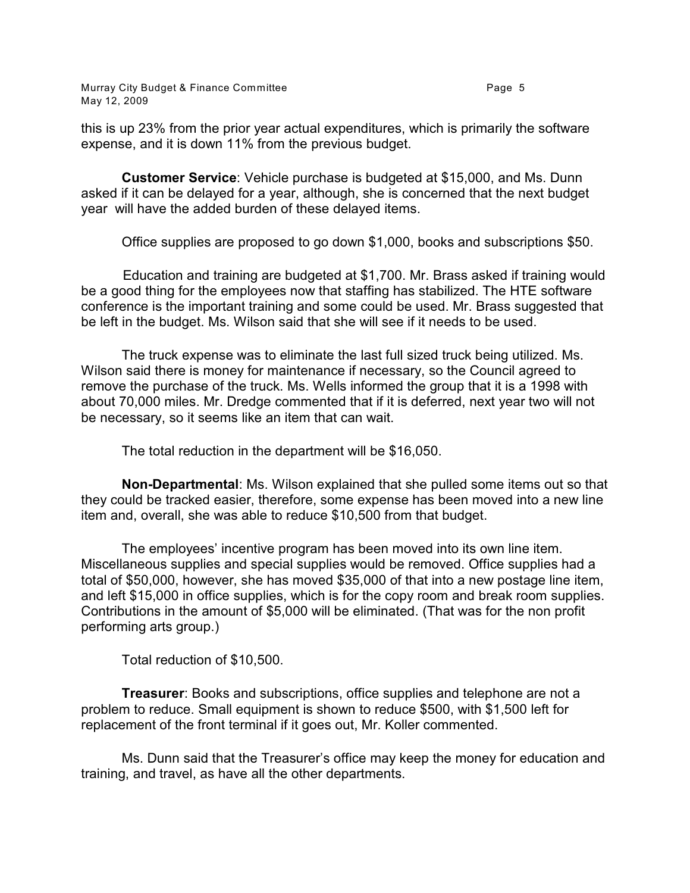this is up 23% from the prior year actual expenditures, which is primarily the software expense, and it is down 11% from the previous budget.

**Customer Service**: Vehicle purchase is budgeted at $15,000, and Ms. Dunn asked if it can be delayed for a year, although, she is concerned that the next budget year will have the added burden of these delayed items.

Office supplies are proposed to go down $1,000, books and subscriptions $50.

Education and training are budgeted at $1,700. Mr. Brass asked if training would be a good thing for the employees now that staffing has stabilized. The HTE software conference is the important training and some could be used. Mr. Brass suggested that be left in the budget. Ms. Wilson said that she will see if it needs to be used.

The truck expense was to eliminate the last full sized truck being utilized. Ms. Wilson said there is money for maintenance if necessary, so the Council agreed to remove the purchase of the truck. Ms. Wells informed the group that it is a 1998 with about 70,000 miles. Mr. Dredge commented that if it is deferred, next year two will not be necessary, so it seems like an item that can wait.

The total reduction in the department will be $16,050.

**Non-Departmental**: Ms. Wilson explained that she pulled some items out so that they could be tracked easier, therefore, some expense has been moved into a new line item and, overall, she was able to reduce $10,500 from that budget.

The employees' incentive program has been moved into its own line item. Miscellaneous supplies and special supplies would be removed. Office supplies had a total of $50,000, however, she has moved $35,000 of that into a new postage line item, and left $15,000 in office supplies, which is for the copy room and break room supplies. Contributions in the amount of $5,000 will be eliminated. (That was for the non profit performing arts group.)

Total reduction of $10,500.

**Treasurer**: Books and subscriptions, office supplies and telephone are not a problem to reduce. Small equipment is shown to reduce $500, with $1,500 left for replacement of the front terminal if it goes out, Mr. Koller commented.

Ms. Dunn said that the Treasurer's office may keep the money for education and training, and travel, as have all the other departments.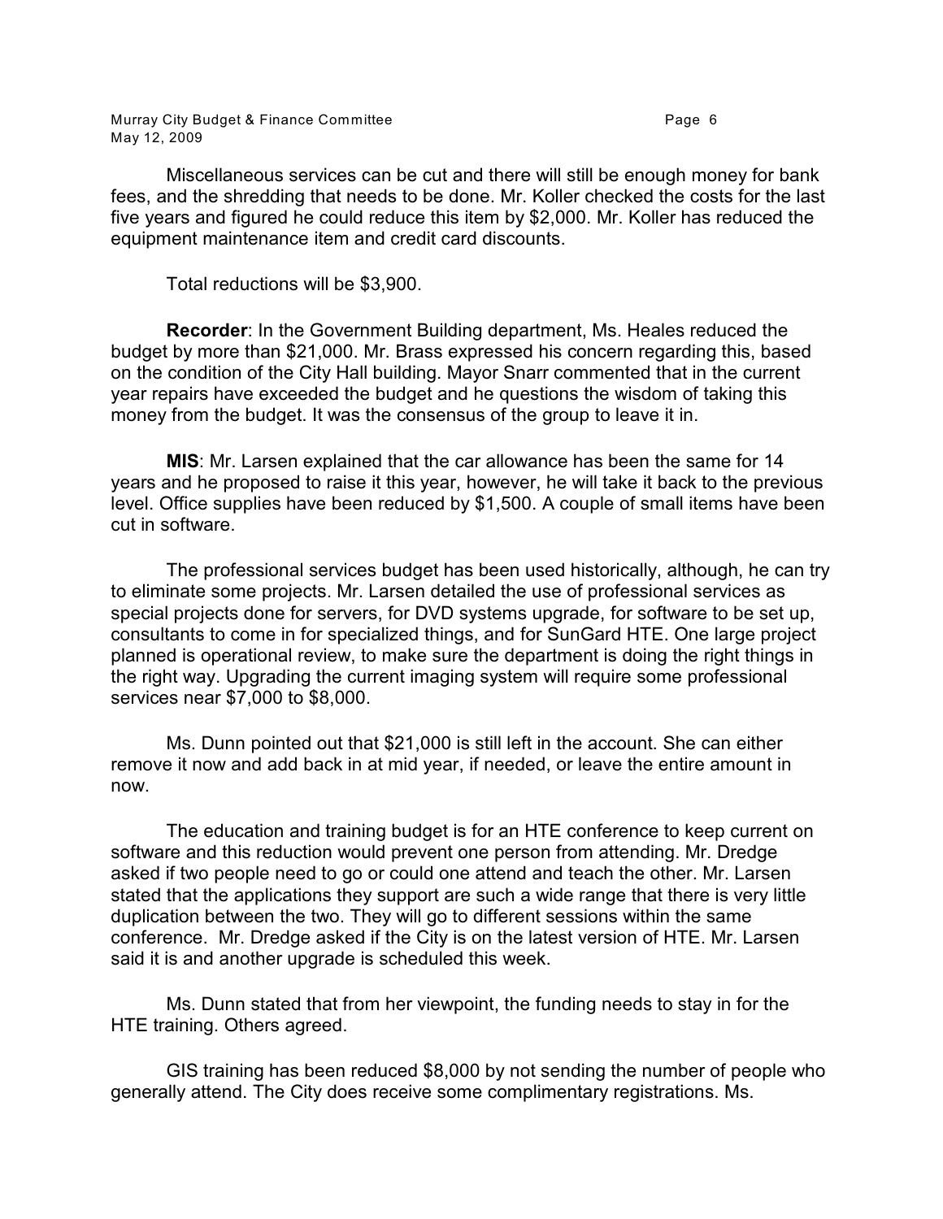Miscellaneous services can be cut and there will still be enough money for bank fees, and the shredding that needs to be done. Mr. Koller checked the costs for the last five years and figured he could reduce this item by $2,000. Mr. Koller has reduced the equipment maintenance item and credit card discounts.

Total reductions will be $3,900.

**Recorder**: In the Government Building department, Ms. Heales reduced the budget by more than $21,000. Mr. Brass expressed his concern regarding this, based on the condition of the City Hall building. Mayor Snarr commented that in the current year repairs have exceeded the budget and he questions the wisdom of taking this money from the budget. It was the consensus of the group to leave it in.

**MIS**: Mr. Larsen explained that the car allowance has been the same for 14 years and he proposed to raise it this year, however, he will take it back to the previous level. Office supplies have been reduced by $1,500. A couple of small items have been cut in software.

The professional services budget has been used historically, although, he can try to eliminate some projects. Mr. Larsen detailed the use of professional services as special projects done for servers, for DVD systems upgrade, for software to be set up, consultants to come in for specialized things, and for SunGard HTE. One large project planned is operational review, to make sure the department is doing the right things in the right way. Upgrading the current imaging system will require some professional services near $7,000 to $8,000.

Ms. Dunn pointed out that $21,000 is still left in the account. She can either remove it now and add back in at mid year, if needed, or leave the entire amount in now.

The education and training budget is for an HTE conference to keep current on software and this reduction would prevent one person from attending. Mr. Dredge asked if two people need to go or could one attend and teach the other. Mr. Larsen stated that the applications they support are such a wide range that there is very little duplication between the two. They will go to different sessions within the same conference. Mr. Dredge asked if the City is on the latest version of HTE. Mr. Larsen said it is and another upgrade is scheduled this week.

Ms. Dunn stated that from her viewpoint, the funding needs to stay in for the HTE training. Others agreed.

GIS training has been reduced $8,000 by not sending the number of people who generally attend. The City does receive some complimentary registrations. Ms.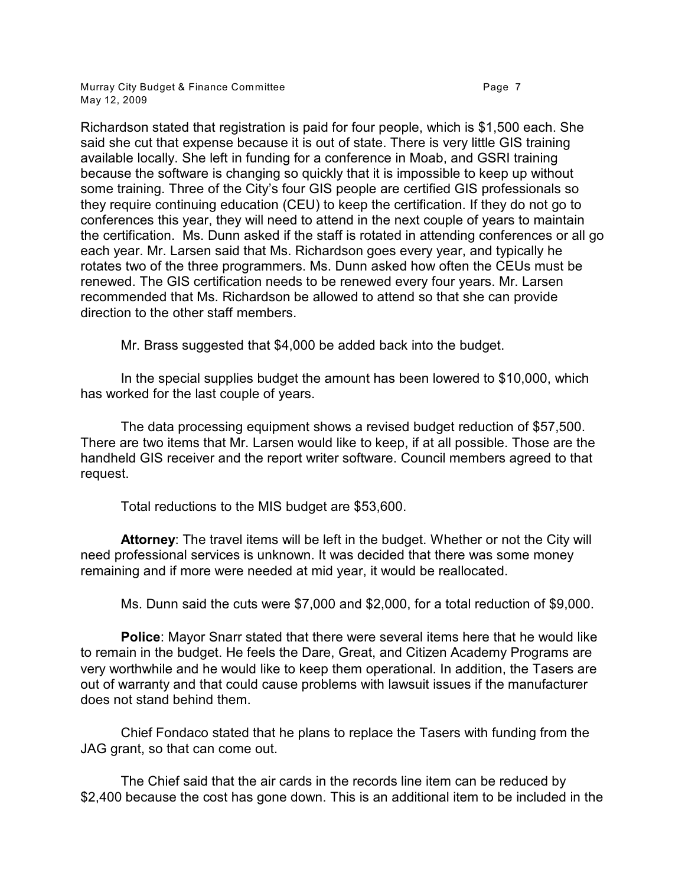Richardson stated that registration is paid for four people, which is $1,500 each. She said she cut that expense because it is out of state. There is very little GIS training available locally. She left in funding for a conference in Moab, and GSRI training because the software is changing so quickly that it is impossible to keep up without some training. Three of the City's four GIS people are certified GIS professionals so they require continuing education (CEU) to keep the certification. If they do not go to conferences this year, they will need to attend in the next couple of years to maintain the certification. Ms. Dunn asked if the staff is rotated in attending conferences or all go each year. Mr. Larsen said that Ms. Richardson goes every year, and typically he rotates two of the three programmers. Ms. Dunn asked how often the CEUs must be renewed. The GIS certification needs to be renewed every four years. Mr. Larsen recommended that Ms. Richardson be allowed to attend so that she can provide direction to the other staff members.

Mr. Brass suggested that $4,000 be added back into the budget.

In the special supplies budget the amount has been lowered to $10,000, which has worked for the last couple of years.

The data processing equipment shows a revised budget reduction of $57,500. There are two items that Mr. Larsen would like to keep, if at all possible. Those are the handheld GIS receiver and the report writer software. Council members agreed to that request.

Total reductions to the MIS budget are $53,600.

**Attorney**: The travel items will be left in the budget. Whether or not the City will need professional services is unknown. It was decided that there was some money remaining and if more were needed at mid year, it would be reallocated.

Ms. Dunn said the cuts were $7,000 and $2,000, for a total reduction of $9,000.

**Police**: Mayor Snarr stated that there were several items here that he would like to remain in the budget. He feels the Dare, Great, and Citizen Academy Programs are very worthwhile and he would like to keep them operational. In addition, the Tasers are out of warranty and that could cause problems with lawsuit issues if the manufacturer does not stand behind them.

Chief Fondaco stated that he plans to replace the Tasers with funding from the JAG grant, so that can come out.

The Chief said that the air cards in the records line item can be reduced by $2,400 because the cost has gone down. This is an additional item to be included in the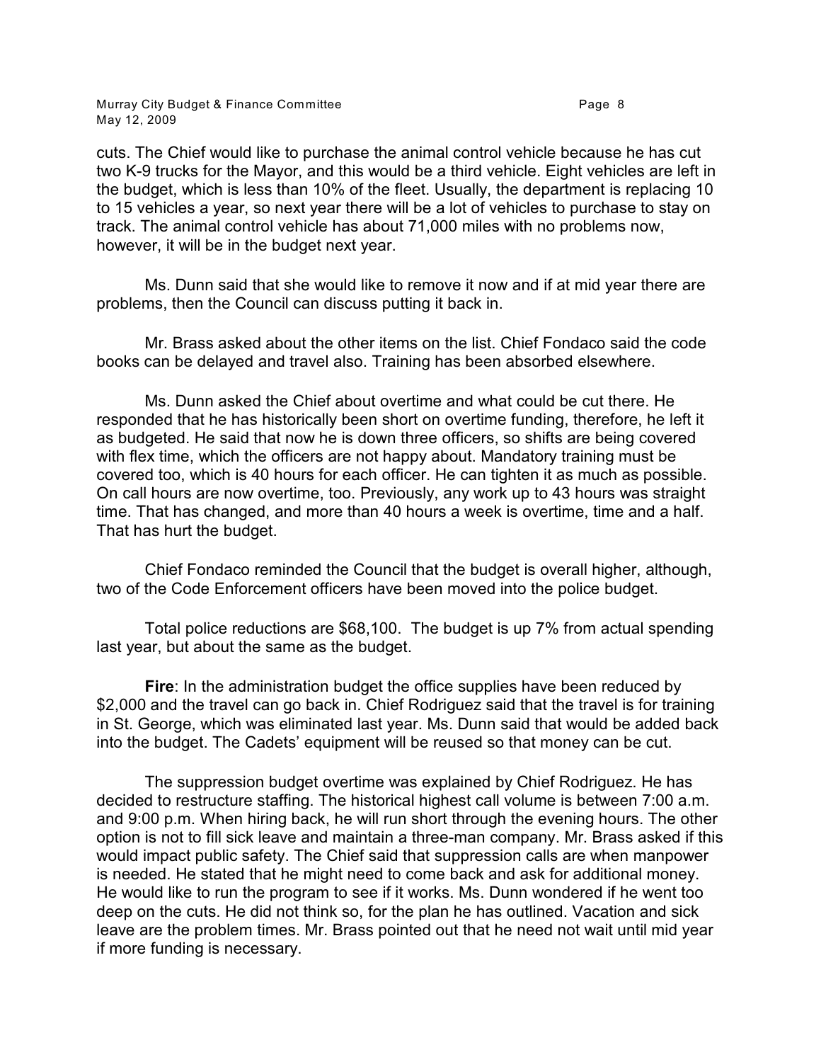cuts. The Chief would like to purchase the animal control vehicle because he has cut two K-9 trucks for the Mayor, and this would be a third vehicle. Eight vehicles are left in the budget, which is less than 10% of the fleet. Usually, the department is replacing 10 to 15 vehicles a year, so next year there will be a lot of vehicles to purchase to stay on track. The animal control vehicle has about 71,000 miles with no problems now, however, it will be in the budget next year.

Ms. Dunn said that she would like to remove it now and if at mid year there are problems, then the Council can discuss putting it back in.

Mr. Brass asked about the other items on the list. Chief Fondaco said the code books can be delayed and travel also. Training has been absorbed elsewhere.

Ms. Dunn asked the Chief about overtime and what could be cut there. He responded that he has historically been short on overtime funding, therefore, he left it as budgeted. He said that now he is down three officers, so shifts are being covered with flex time, which the officers are not happy about. Mandatory training must be covered too, which is 40 hours for each officer. He can tighten it as much as possible. On call hours are now overtime, too. Previously, any work up to 43 hours was straight time. That has changed, and more than 40 hours a week is overtime, time and a half. That has hurt the budget.

Chief Fondaco reminded the Council that the budget is overall higher, although, two of the Code Enforcement officers have been moved into the police budget.

Total police reductions are $68,100. The budget is up 7% from actual spending last year, but about the same as the budget.

**Fire**: In the administration budget the office supplies have been reduced by $2,000 and the travel can go back in. Chief Rodriguez said that the travel is for training in St. George, which was eliminated last year. Ms. Dunn said that would be added back into the budget. The Cadets' equipment will be reused so that money can be cut.

The suppression budget overtime was explained by Chief Rodriguez. He has decided to restructure staffing. The historical highest call volume is between 7:00 a.m. and 9:00 p.m. When hiring back, he will run short through the evening hours. The other option is not to fill sick leave and maintain a three-man company. Mr. Brass asked if this would impact public safety. The Chief said that suppression calls are when manpower is needed. He stated that he might need to come back and ask for additional money. He would like to run the program to see if it works. Ms. Dunn wondered if he went too deep on the cuts. He did not think so, for the plan he has outlined. Vacation and sick leave are the problem times. Mr. Brass pointed out that he need not wait until mid year if more funding is necessary.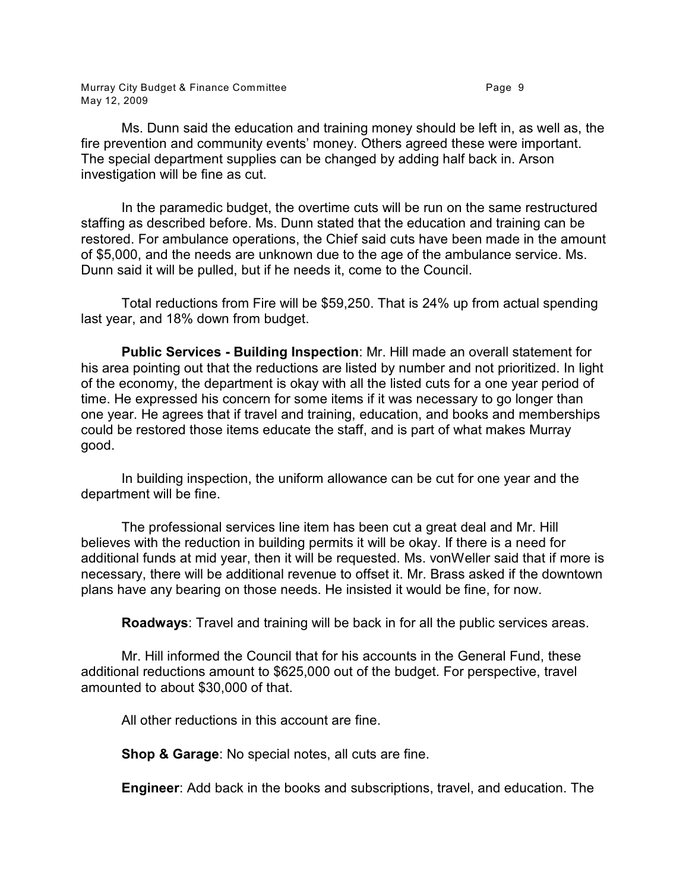Ms. Dunn said the education and training money should be left in, as well as, the fire prevention and community events' money. Others agreed these were important. The special department supplies can be changed by adding half back in. Arson investigation will be fine as cut.

In the paramedic budget, the overtime cuts will be run on the same restructured staffing as described before. Ms. Dunn stated that the education and training can be restored. For ambulance operations, the Chief said cuts have been made in the amount of $5,000, and the needs are unknown due to the age of the ambulance service. Ms. Dunn said it will be pulled, but if he needs it, come to the Council.

Total reductions from Fire will be $59,250. That is 24% up from actual spending last year, and 18% down from budget.

**Public Services - Building Inspection**: Mr. Hill made an overall statement for his area pointing out that the reductions are listed by number and not prioritized. In light of the economy, the department is okay with all the listed cuts for a one year period of time. He expressed his concern for some items if it was necessary to go longer than one year. He agrees that if travel and training, education, and books and memberships could be restored those items educate the staff, and is part of what makes Murray good.

In building inspection, the uniform allowance can be cut for one year and the department will be fine.

The professional services line item has been cut a great deal and Mr. Hill believes with the reduction in building permits it will be okay. If there is a need for additional funds at mid year, then it will be requested. Ms. vonWeller said that if more is necessary, there will be additional revenue to offset it. Mr. Brass asked if the downtown plans have any bearing on those needs. He insisted it would be fine, for now.

**Roadways**: Travel and training will be back in for all the public services areas.

Mr. Hill informed the Council that for his accounts in the General Fund, these additional reductions amount to $625,000 out of the budget. For perspective, travel amounted to about $30,000 of that.

All other reductions in this account are fine.

**Shop & Garage**: No special notes, all cuts are fine.

**Engineer**: Add back in the books and subscriptions, travel, and education. The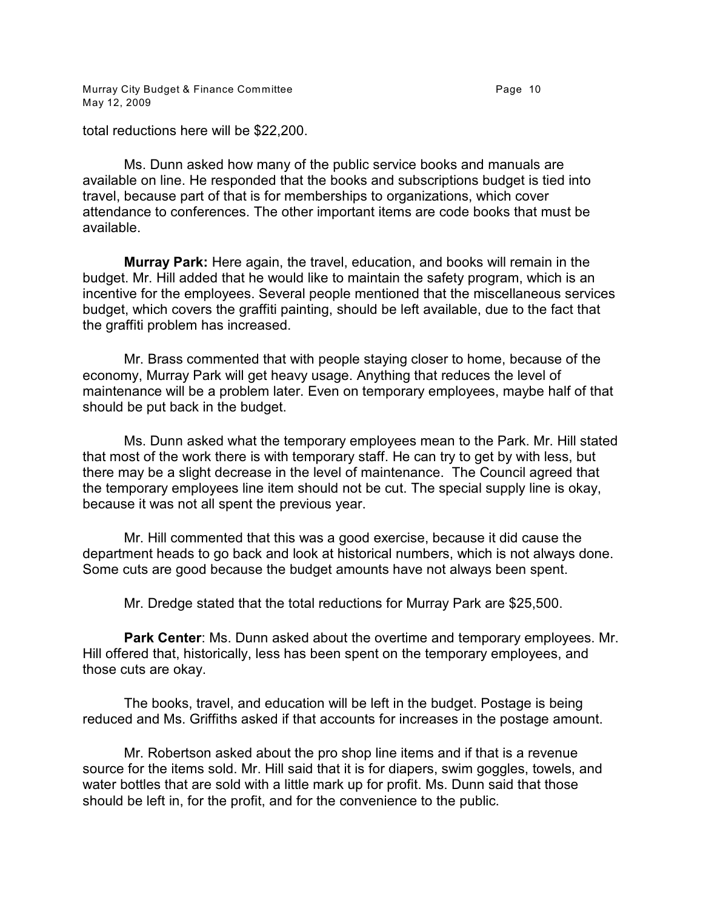total reductions here will be $22,200.

Ms. Dunn asked how many of the public service books and manuals are available on line. He responded that the books and subscriptions budget is tied into travel, because part of that is for memberships to organizations, which cover attendance to conferences. The other important items are code books that must be available.

**Murray Park:** Here again, the travel, education, and books will remain in the budget. Mr. Hill added that he would like to maintain the safety program, which is an incentive for the employees. Several people mentioned that the miscellaneous services budget, which covers the graffiti painting, should be left available, due to the fact that the graffiti problem has increased.

Mr. Brass commented that with people staying closer to home, because of the economy, Murray Park will get heavy usage. Anything that reduces the level of maintenance will be a problem later. Even on temporary employees, maybe half of that should be put back in the budget.

Ms. Dunn asked what the temporary employees mean to the Park. Mr. Hill stated that most of the work there is with temporary staff. He can try to get by with less, but there may be a slight decrease in the level of maintenance. The Council agreed that the temporary employees line item should not be cut. The special supply line is okay, because it was not all spent the previous year.

Mr. Hill commented that this was a good exercise, because it did cause the department heads to go back and look at historical numbers, which is not always done. Some cuts are good because the budget amounts have not always been spent.

Mr. Dredge stated that the total reductions for Murray Park are $25,500.

**Park Center**: Ms. Dunn asked about the overtime and temporary employees. Mr. Hill offered that, historically, less has been spent on the temporary employees, and those cuts are okay.

The books, travel, and education will be left in the budget. Postage is being reduced and Ms. Griffiths asked if that accounts for increases in the postage amount.

Mr. Robertson asked about the pro shop line items and if that is a revenue source for the items sold. Mr. Hill said that it is for diapers, swim goggles, towels, and water bottles that are sold with a little mark up for profit. Ms. Dunn said that those should be left in, for the profit, and for the convenience to the public.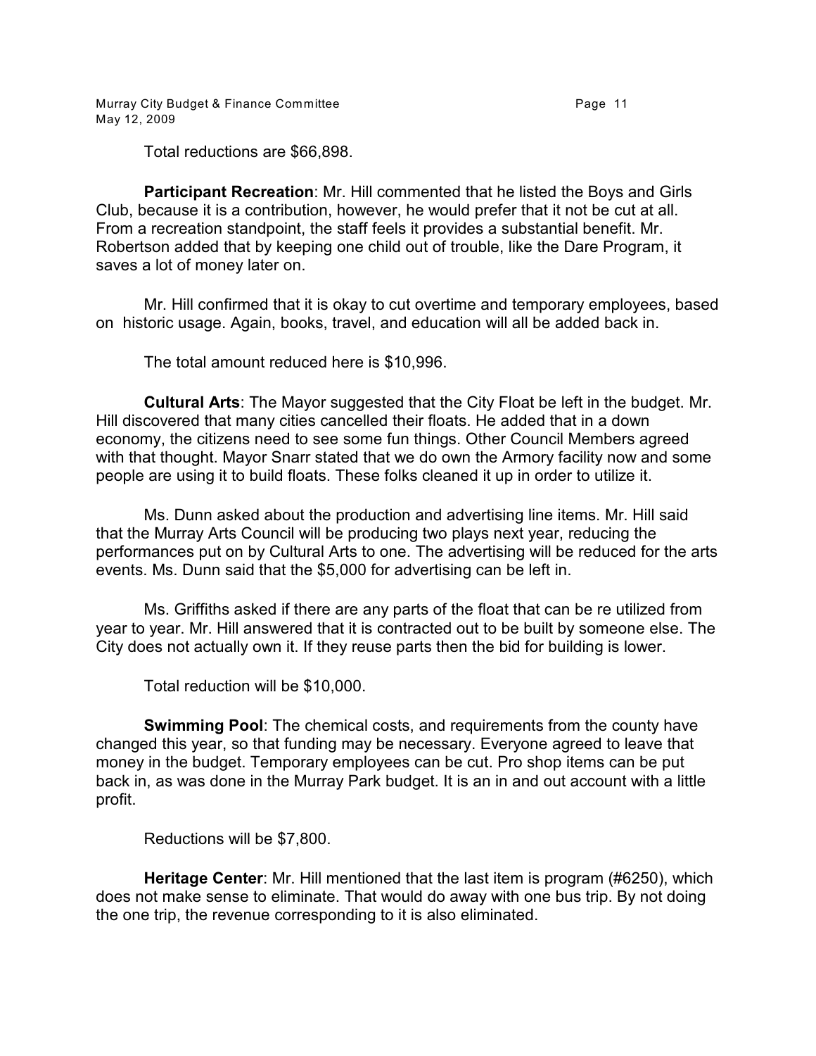Total reductions are $66,898.

**Participant Recreation**: Mr. Hill commented that he listed the Boys and Girls Club, because it is a contribution, however, he would prefer that it not be cut at all. From a recreation standpoint, the staff feels it provides a substantial benefit. Mr. Robertson added that by keeping one child out of trouble, like the Dare Program, it saves a lot of money later on.

Mr. Hill confirmed that it is okay to cut overtime and temporary employees, based on historic usage. Again, books, travel, and education will all be added back in.

The total amount reduced here is $10,996.

**Cultural Arts**: The Mayor suggested that the City Float be left in the budget. Mr. Hill discovered that many cities cancelled their floats. He added that in a down economy, the citizens need to see some fun things. Other Council Members agreed with that thought. Mayor Snarr stated that we do own the Armory facility now and some people are using it to build floats. These folks cleaned it up in order to utilize it.

Ms. Dunn asked about the production and advertising line items. Mr. Hill said that the Murray Arts Council will be producing two plays next year, reducing the performances put on by Cultural Arts to one. The advertising will be reduced for the arts events. Ms. Dunn said that the $5,000 for advertising can be left in.

Ms. Griffiths asked if there are any parts of the float that can be re utilized from year to year. Mr. Hill answered that it is contracted out to be built by someone else. The City does not actually own it. If they reuse parts then the bid for building is lower.

Total reduction will be $10,000.

**Swimming Pool**: The chemical costs, and requirements from the county have changed this year, so that funding may be necessary. Everyone agreed to leave that money in the budget. Temporary employees can be cut. Pro shop items can be put back in, as was done in the Murray Park budget. It is an in and out account with a little profit.

Reductions will be $7,800.

**Heritage Center**: Mr. Hill mentioned that the last item is program (#6250), which does not make sense to eliminate. That would do away with one bus trip. By not doing the one trip, the revenue corresponding to it is also eliminated.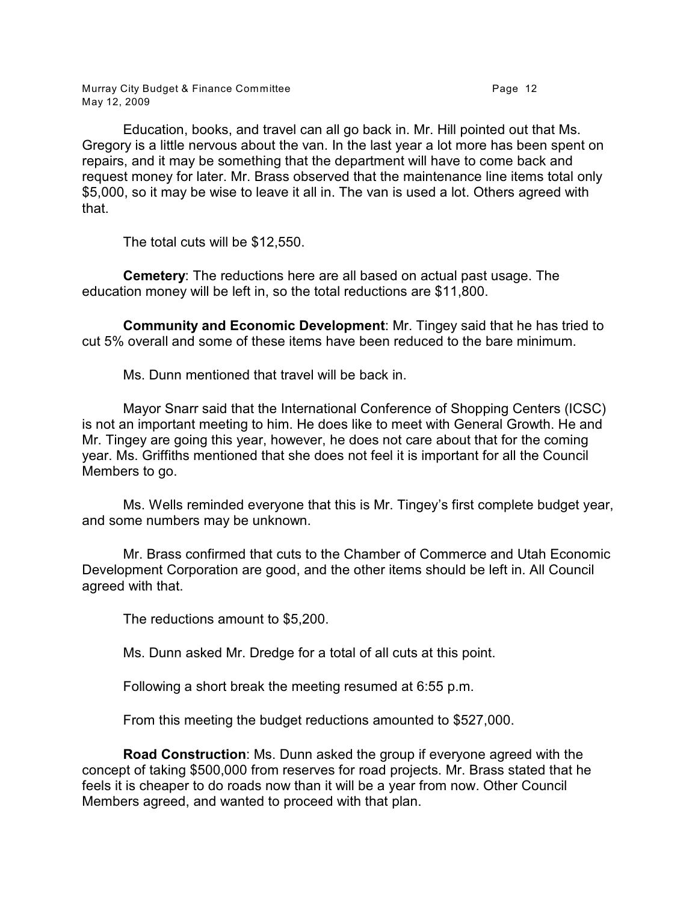Education, books, and travel can all go back in. Mr. Hill pointed out that Ms. Gregory is a little nervous about the van. In the last year a lot more has been spent on repairs, and it may be something that the department will have to come back and request money for later. Mr. Brass observed that the maintenance line items total only $5,000, so it may be wise to leave it all in. The van is used a lot. Others agreed with that.

The total cuts will be $12,550.

**Cemetery**: The reductions here are all based on actual past usage. The education money will be left in, so the total reductions are $11,800.

**Community and Economic Development**: Mr. Tingey said that he has tried to cut 5% overall and some of these items have been reduced to the bare minimum.

Ms. Dunn mentioned that travel will be back in.

Mayor Snarr said that the International Conference of Shopping Centers (ICSC) is not an important meeting to him. He does like to meet with General Growth. He and Mr. Tingey are going this year, however, he does not care about that for the coming year. Ms. Griffiths mentioned that she does not feel it is important for all the Council Members to go.

Ms. Wells reminded everyone that this is Mr. Tingey's first complete budget year, and some numbers may be unknown.

Mr. Brass confirmed that cuts to the Chamber of Commerce and Utah Economic Development Corporation are good, and the other items should be left in. All Council agreed with that.

The reductions amount to $5,200.

Ms. Dunn asked Mr. Dredge for a total of all cuts at this point.

Following a short break the meeting resumed at 6:55 p.m.

From this meeting the budget reductions amounted to $527,000.

**Road Construction**: Ms. Dunn asked the group if everyone agreed with the concept of taking $500,000 from reserves for road projects. Mr. Brass stated that he feels it is cheaper to do roads now than it will be a year from now. Other Council Members agreed, and wanted to proceed with that plan.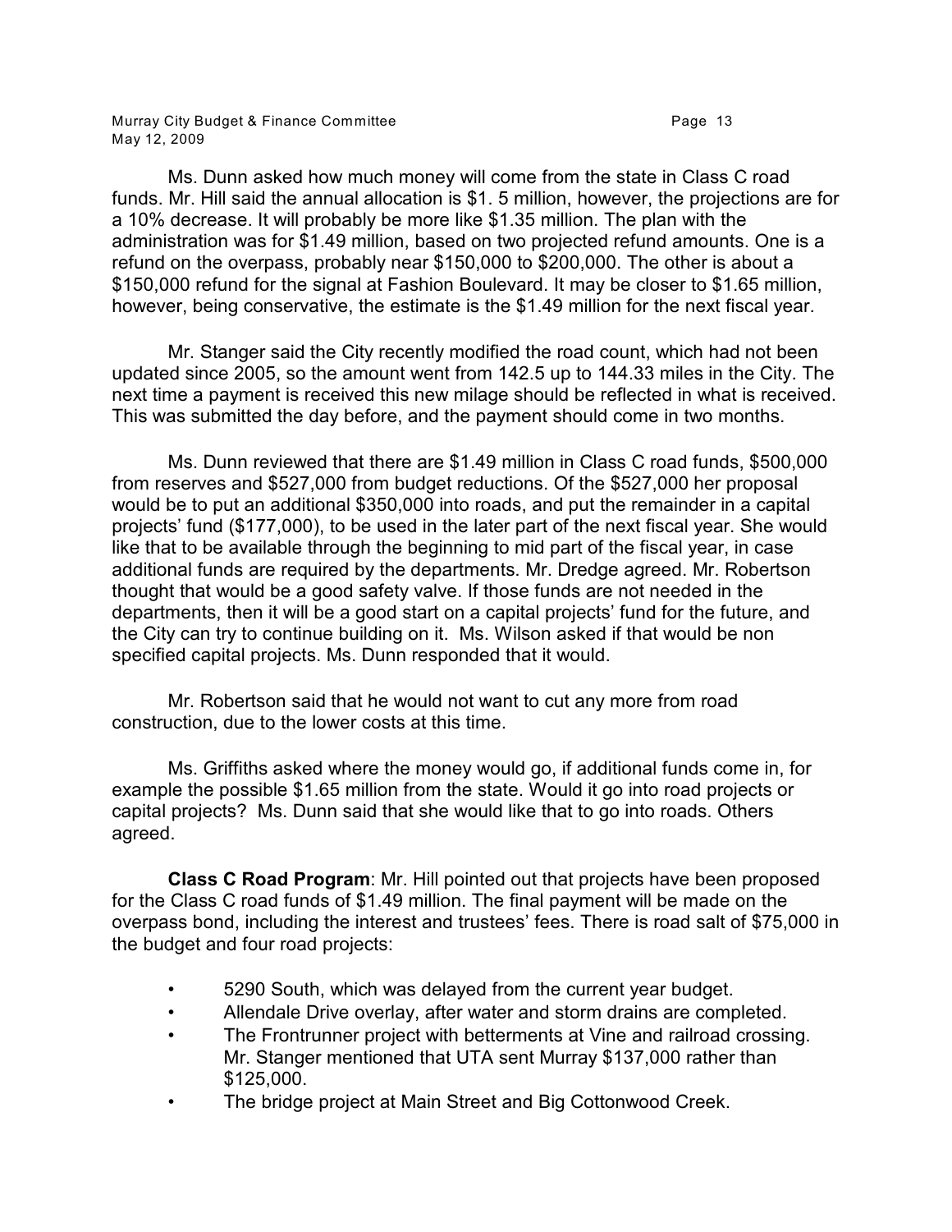Ms. Dunn asked how much money will come from the state in Class C road funds. Mr. Hill said the annual allocation is $1. 5 million, however, the projections are for a 10% decrease. It will probably be more like $1.35 million. The plan with the administration was for $1.49 million, based on two projected refund amounts. One is a refund on the overpass, probably near $150,000 to $200,000. The other is about a $150,000 refund for the signal at Fashion Boulevard. It may be closer to $1.65 million, however, being conservative, the estimate is the $1.49 million for the next fiscal year.

Mr. Stanger said the City recently modified the road count, which had not been updated since 2005, so the amount went from 142.5 up to 144.33 miles in the City. The next time a payment is received this new milage should be reflected in what is received. This was submitted the day before, and the payment should come in two months.

Ms. Dunn reviewed that there are $1.49 million in Class C road funds, $500,000 from reserves and $527,000 from budget reductions. Of the $527,000 her proposal would be to put an additional $350,000 into roads, and put the remainder in a capital projects' fund ($177,000), to be used in the later part of the next fiscal year. She would like that to be available through the beginning to mid part of the fiscal year, in case additional funds are required by the departments. Mr. Dredge agreed. Mr. Robertson thought that would be a good safety valve. If those funds are not needed in the departments, then it will be a good start on a capital projects' fund for the future, and the City can try to continue building on it. Ms. Wilson asked if that would be non specified capital projects. Ms. Dunn responded that it would.

Mr. Robertson said that he would not want to cut any more from road construction, due to the lower costs at this time.

Ms. Griffiths asked where the money would go, if additional funds come in, for example the possible $1.65 million from the state. Would it go into road projects or capital projects? Ms. Dunn said that she would like that to go into roads. Others agreed.

**Class C Road Program**: Mr. Hill pointed out that projects have been proposed for the Class C road funds of $1.49 million. The final payment will be made on the overpass bond, including the interest and trustees' fees. There is road salt of $75,000 in the budget and four road projects:

- 5290 South, which was delayed from the current year budget.
- Allendale Drive overlay, after water and storm drains are completed.
- The Frontrunner project with betterments at Vine and railroad crossing. Mr. Stanger mentioned that UTA sent Murray $137,000 rather than $125,000.
- The bridge project at Main Street and Big Cottonwood Creek.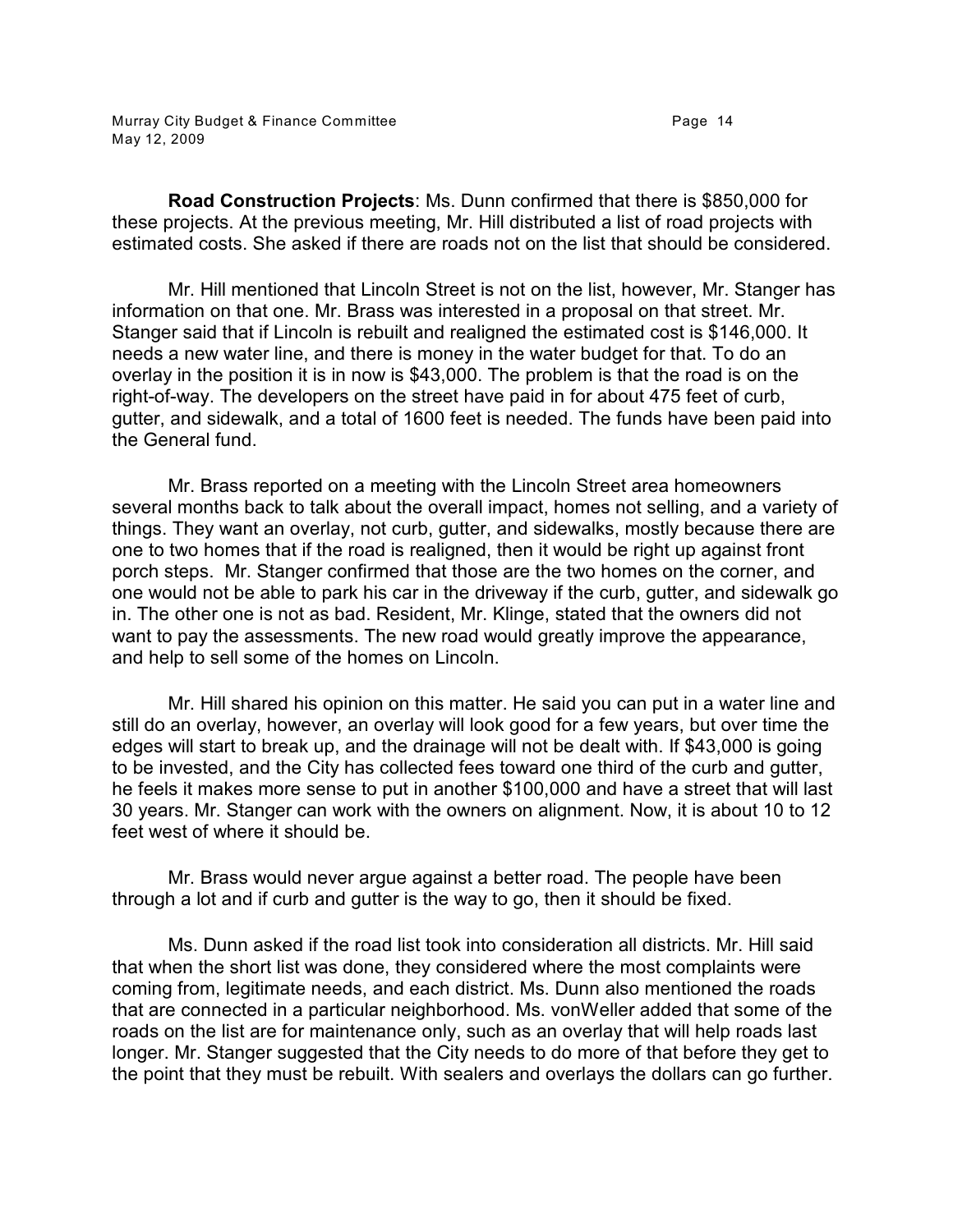**Road Construction Projects**: Ms. Dunn confirmed that there is $850,000 for these projects. At the previous meeting, Mr. Hill distributed a list of road projects with estimated costs. She asked if there are roads not on the list that should be considered.

Mr. Hill mentioned that Lincoln Street is not on the list, however, Mr. Stanger has information on that one. Mr. Brass was interested in a proposal on that street. Mr. Stanger said that if Lincoln is rebuilt and realigned the estimated cost is $146,000. It needs a new water line, and there is money in the water budget for that. To do an overlay in the position it is in now is $43,000. The problem is that the road is on the right-of-way. The developers on the street have paid in for about 475 feet of curb, gutter, and sidewalk, and a total of 1600 feet is needed. The funds have been paid into the General fund.

Mr. Brass reported on a meeting with the Lincoln Street area homeowners several months back to talk about the overall impact, homes not selling, and a variety of things. They want an overlay, not curb, gutter, and sidewalks, mostly because there are one to two homes that if the road is realigned, then it would be right up against front porch steps. Mr. Stanger confirmed that those are the two homes on the corner, and one would not be able to park his car in the driveway if the curb, gutter, and sidewalk go in. The other one is not as bad. Resident, Mr. Klinge, stated that the owners did not want to pay the assessments. The new road would greatly improve the appearance, and help to sell some of the homes on Lincoln.

Mr. Hill shared his opinion on this matter. He said you can put in a water line and still do an overlay, however, an overlay will look good for a few years, but over time the edges will start to break up, and the drainage will not be dealt with. If $43,000 is going to be invested, and the City has collected fees toward one third of the curb and gutter, he feels it makes more sense to put in another $100,000 and have a street that will last 30 years. Mr. Stanger can work with the owners on alignment. Now, it is about 10 to 12 feet west of where it should be.

Mr. Brass would never argue against a better road. The people have been through a lot and if curb and gutter is the way to go, then it should be fixed.

Ms. Dunn asked if the road list took into consideration all districts. Mr. Hill said that when the short list was done, they considered where the most complaints were coming from, legitimate needs, and each district. Ms. Dunn also mentioned the roads that are connected in a particular neighborhood. Ms. vonWeller added that some of the roads on the list are for maintenance only, such as an overlay that will help roads last longer. Mr. Stanger suggested that the City needs to do more of that before they get to the point that they must be rebuilt. With sealers and overlays the dollars can go further.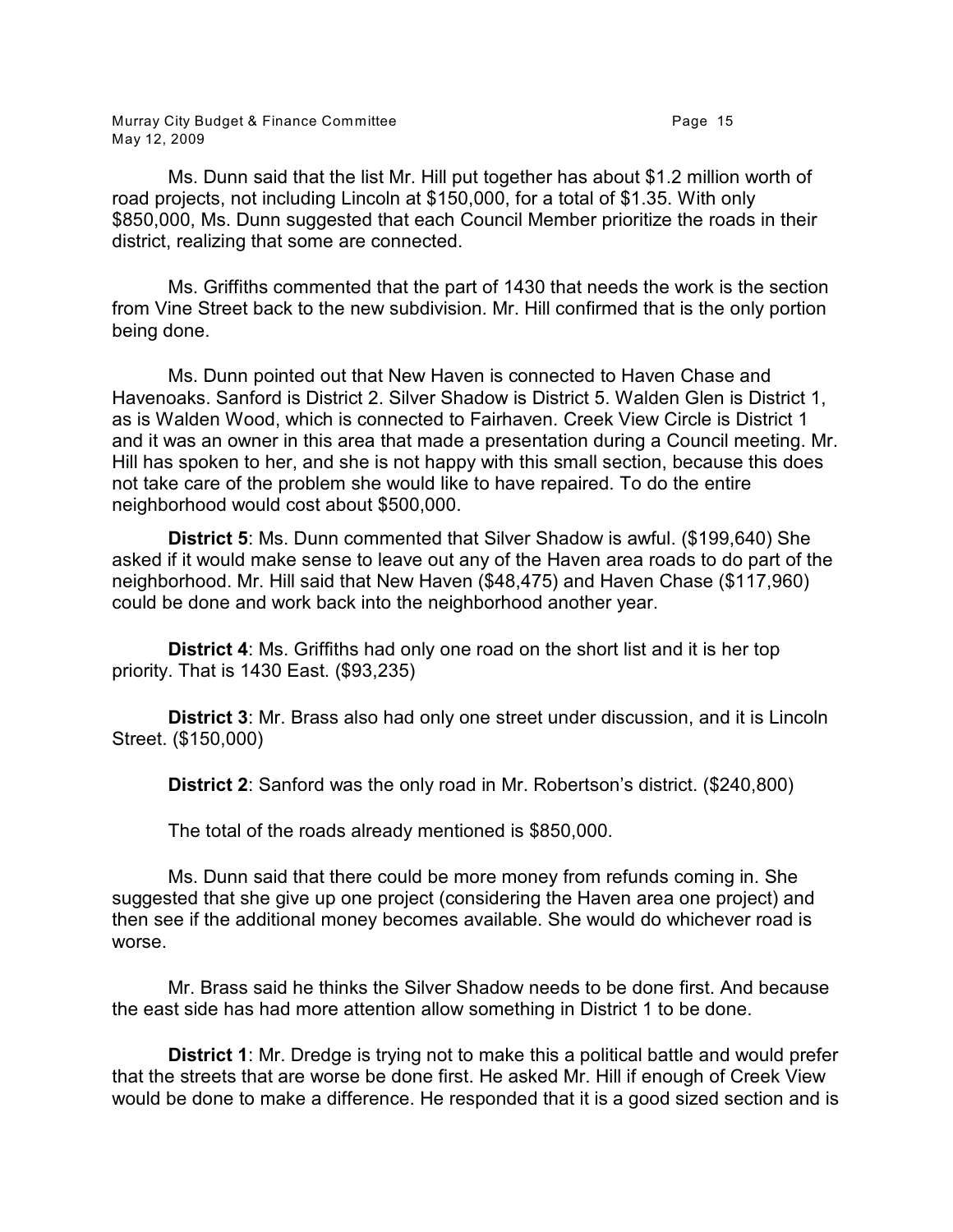Ms. Dunn said that the list Mr. Hill put together has about $1.2 million worth of road projects, not including Lincoln at $150,000, for a total of $1.35. With only $850,000, Ms. Dunn suggested that each Council Member prioritize the roads in their district, realizing that some are connected.

Ms. Griffiths commented that the part of 1430 that needs the work is the section from Vine Street back to the new subdivision. Mr. Hill confirmed that is the only portion being done.

Ms. Dunn pointed out that New Haven is connected to Haven Chase and Havenoaks. Sanford is District 2. Silver Shadow is District 5. Walden Glen is District 1, as is Walden Wood, which is connected to Fairhaven. Creek View Circle is District 1 and it was an owner in this area that made a presentation during a Council meeting. Mr. Hill has spoken to her, and she is not happy with this small section, because this does not take care of the problem she would like to have repaired. To do the entire neighborhood would cost about $500,000.

**District 5**: Ms. Dunn commented that Silver Shadow is awful. ($199,640) She asked if it would make sense to leave out any of the Haven area roads to do part of the neighborhood. Mr. Hill said that New Haven ($48,475) and Haven Chase ($117,960) could be done and work back into the neighborhood another year.

**District 4**: Ms. Griffiths had only one road on the short list and it is her top priority. That is 1430 East. ($93,235)

**District 3**: Mr. Brass also had only one street under discussion, and it is Lincoln Street. ($150,000)

**District 2**: Sanford was the only road in Mr. Robertson's district. ($240,800)

The total of the roads already mentioned is $850,000.

Ms. Dunn said that there could be more money from refunds coming in. She suggested that she give up one project (considering the Haven area one project) and then see if the additional money becomes available. She would do whichever road is worse.

Mr. Brass said he thinks the Silver Shadow needs to be done first. And because the east side has had more attention allow something in District 1 to be done.

**District 1**: Mr. Dredge is trying not to make this a political battle and would prefer that the streets that are worse be done first. He asked Mr. Hill if enough of Creek View would be done to make a difference. He responded that it is a good sized section and is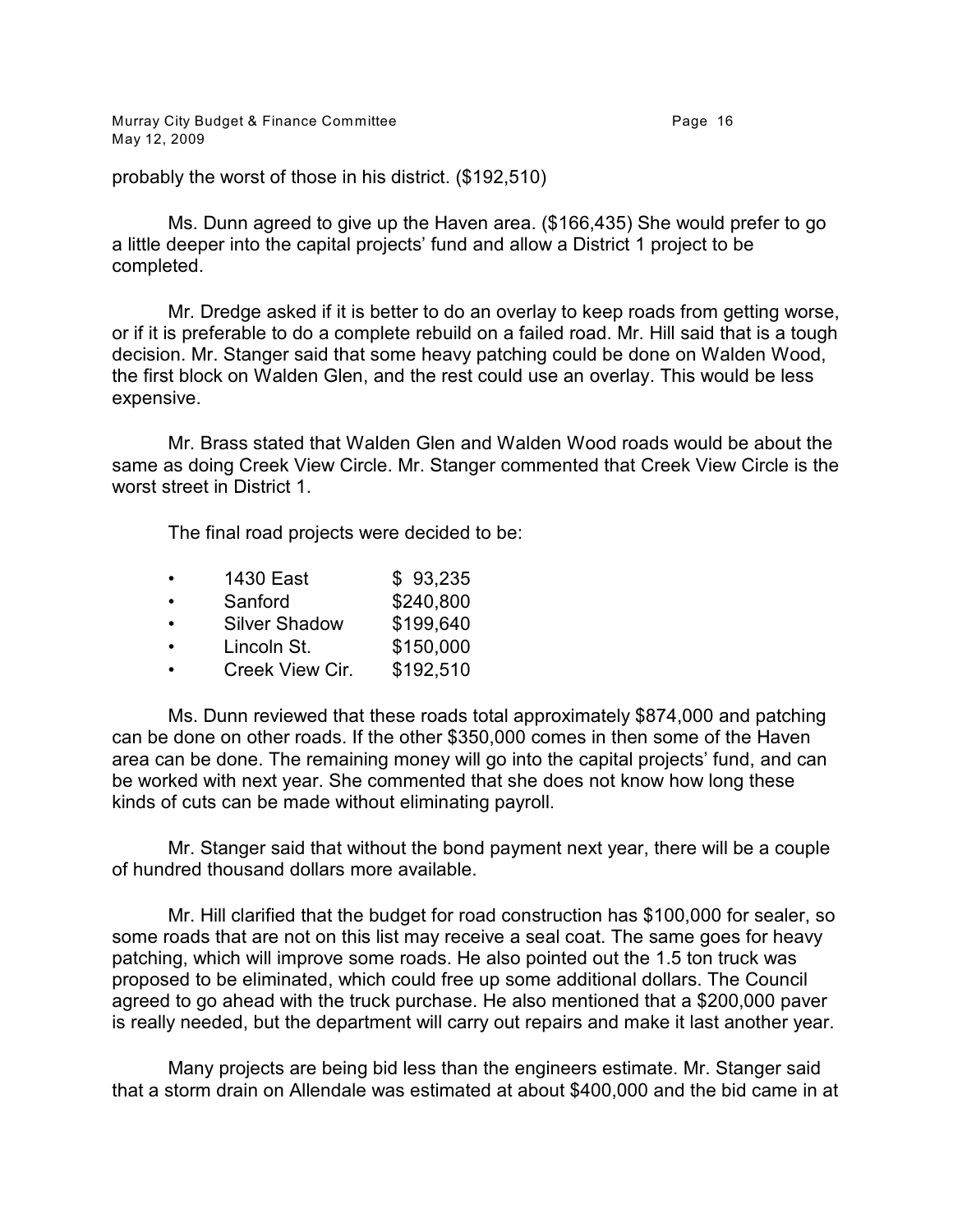probably the worst of those in his district. ($192,510)

Ms. Dunn agreed to give up the Haven area. ($166,435) She would prefer to go a little deeper into the capital projects' fund and allow a District 1 project to be completed.

Mr. Dredge asked if it is better to do an overlay to keep roads from getting worse, or if it is preferable to do a complete rebuild on a failed road. Mr. Hill said that is a tough decision. Mr. Stanger said that some heavy patching could be done on Walden Wood, the first block on Walden Glen, and the rest could use an overlay. This would be less expensive.

Mr. Brass stated that Walden Glen and Walden Wood roads would be about the same as doing Creek View Circle. Mr. Stanger commented that Creek View Circle is the worst street in District 1.

The final road projects were decided to be:

- 1430 East $ 93,235
- Sanford $240,800
- Silver Shadow $199,640
- Lincoln St. $150,000
- Creek View Cir. $192,510

Ms. Dunn reviewed that these roads total approximately $874,000 and patching can be done on other roads. If the other $350,000 comes in then some of the Haven area can be done. The remaining money will go into the capital projects' fund, and can be worked with next year. She commented that she does not know how long these kinds of cuts can be made without eliminating payroll.

Mr. Stanger said that without the bond payment next year, there will be a couple of hundred thousand dollars more available.

Mr. Hill clarified that the budget for road construction has $100,000 for sealer, so some roads that are not on this list may receive a seal coat. The same goes for heavy patching, which will improve some roads. He also pointed out the 1.5 ton truck was proposed to be eliminated, which could free up some additional dollars. The Council agreed to go ahead with the truck purchase. He also mentioned that a $200,000 paver is really needed, but the department will carry out repairs and make it last another year.

Many projects are being bid less than the engineers estimate. Mr. Stanger said that a storm drain on Allendale was estimated at about $400,000 and the bid came in at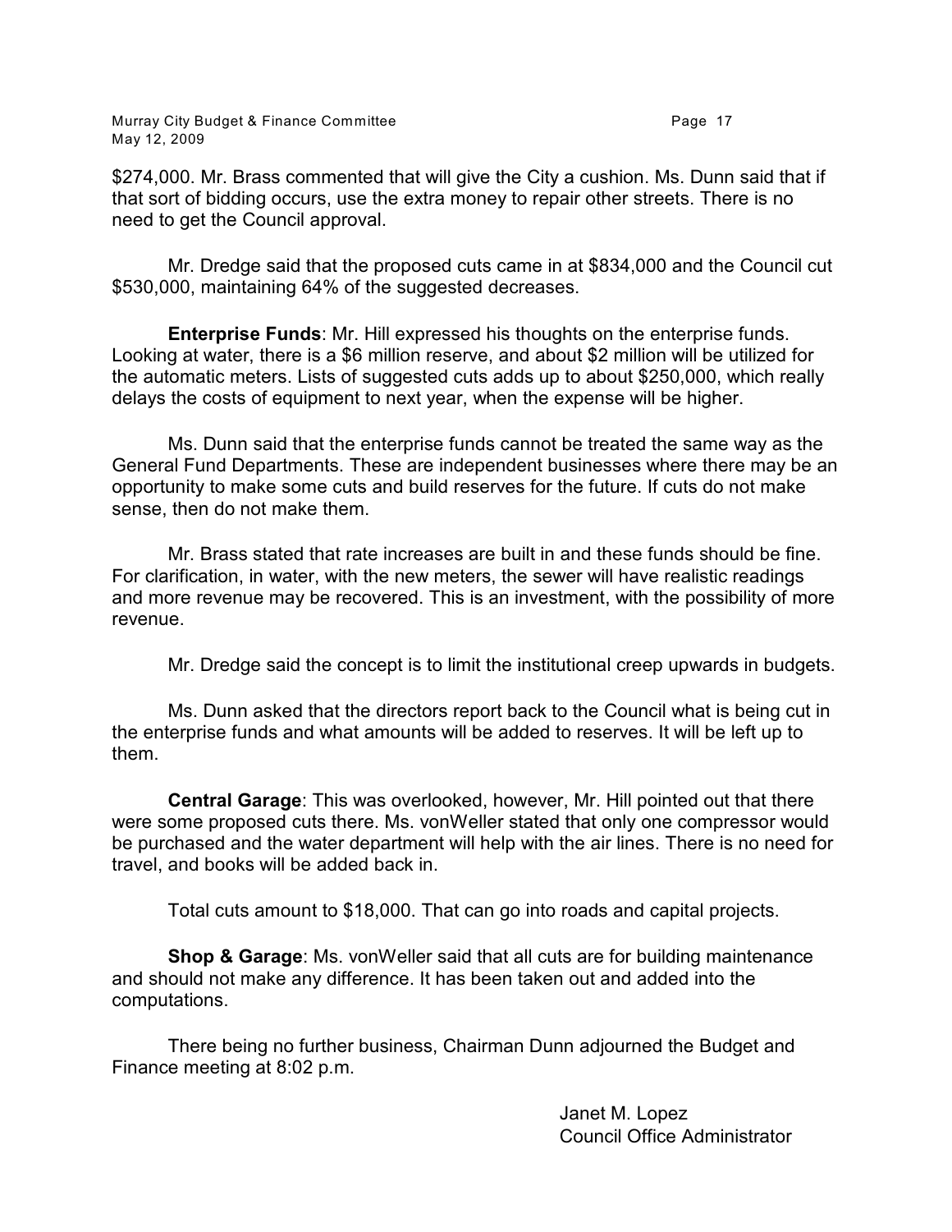$274,000. Mr. Brass commented that will give the City a cushion. Ms. Dunn said that if that sort of bidding occurs, use the extra money to repair other streets. There is no need to get the Council approval.

Mr. Dredge said that the proposed cuts came in at $834,000 and the Council cut $530,000, maintaining 64% of the suggested decreases.

**Enterprise Funds**: Mr. Hill expressed his thoughts on the enterprise funds. Looking at water, there is a $6 million reserve, and about $2 million will be utilized for the automatic meters. Lists of suggested cuts adds up to about $250,000, which really delays the costs of equipment to next year, when the expense will be higher.

Ms. Dunn said that the enterprise funds cannot be treated the same way as the General Fund Departments. These are independent businesses where there may be an opportunity to make some cuts and build reserves for the future. If cuts do not make sense, then do not make them.

Mr. Brass stated that rate increases are built in and these funds should be fine. For clarification, in water, with the new meters, the sewer will have realistic readings and more revenue may be recovered. This is an investment, with the possibility of more revenue.

Mr. Dredge said the concept is to limit the institutional creep upwards in budgets.

Ms. Dunn asked that the directors report back to the Council what is being cut in the enterprise funds and what amounts will be added to reserves. It will be left up to them.

**Central Garage**: This was overlooked, however, Mr. Hill pointed out that there were some proposed cuts there. Ms. vonWeller stated that only one compressor would be purchased and the water department will help with the air lines. There is no need for travel, and books will be added back in.

Total cuts amount to $18,000. That can go into roads and capital projects.

**Shop & Garage**: Ms. vonWeller said that all cuts are for building maintenance and should not make any difference. It has been taken out and added into the computations.

There being no further business, Chairman Dunn adjourned the Budget and Finance meeting at 8:02 p.m.

Janet M. Lopez
Council Office Administrator